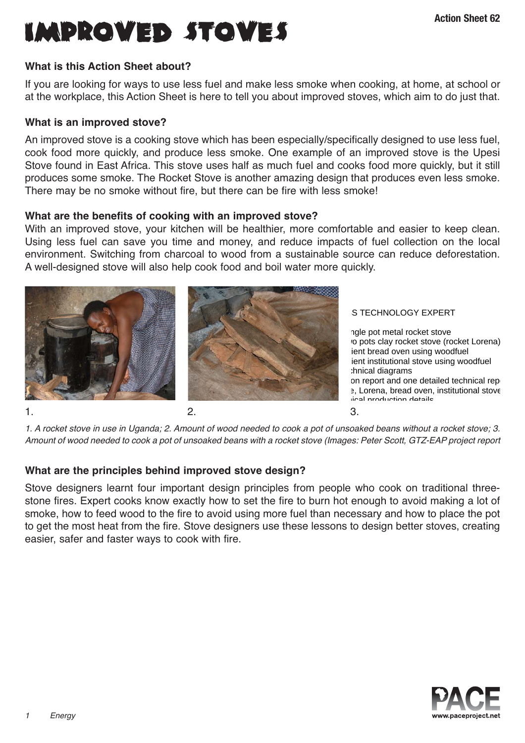# IMPROVED STOVES

**Action Sheet 62**

### What is this Action Sheet about?

If you are looking for ways to use less fuel and make less smoke when cooking, at home, at school or at the workplace, this Action Sheet is here to tell you about improved stoves, which aim to do just that.

### What is an improved stove?

An improved stove is a cooking stove which has been especially/specifically designed to use less fuel, cook food more quickly, and produce less smoke. One example of an improved stove is the Upesi Stove found in East Africa. This stove uses half as much fuel and cooks food more quickly, but it still produces some smoke. The Rocket Stove is another amazing design that produces even less smoke. There may be no smoke without fire, but there can be fire with less smoke!

### What are the benefits of cooking with an improved stove?

With an improved stove, your kitchen will be healthier, more comfortable and easier to keep clean. Using less fuel can save you time and money, and reduce impacts of fuel collection on the local environment. Switching from charcoal to wood from a sustainable source can reduce deforestation. A well-designed stove will also help cook food and boil water more quickly.

S TECHNOLOGY EXPERT

ngle pot metal rocket stove
o pots clay rocket stove (rocket Lorena)
ient bread oven using woodfuel
ient institutional stove using woodfuel
chnical diagrams
on report and one detailed technical rep
e, Lorena, bread oven, institutional stove
ical production details

1. 2. 3.

*1. A rocket stove in use in Uganda; 2. Amount of wood needed to cook a pot of unsoaked beans without a rocket stove; 3. Amount of wood needed to cook a pot of unsoaked beans with a rocket stove (Images: Peter Scott, GTZ-EAP project report*

### What are the principles behind improved stove design?

Stove designers learnt four important design principles from people who cook on traditional three-stone fires. Expert cooks know exactly how to set the fire to burn hot enough to avoid making a lot of smoke, how to feed wood to the fire to avoid using more fuel than necessary and how to place the pot to get the most heat from the fire. Stove designers use these lessons to design better stoves, creating easier, safer and faster ways to cook with fire.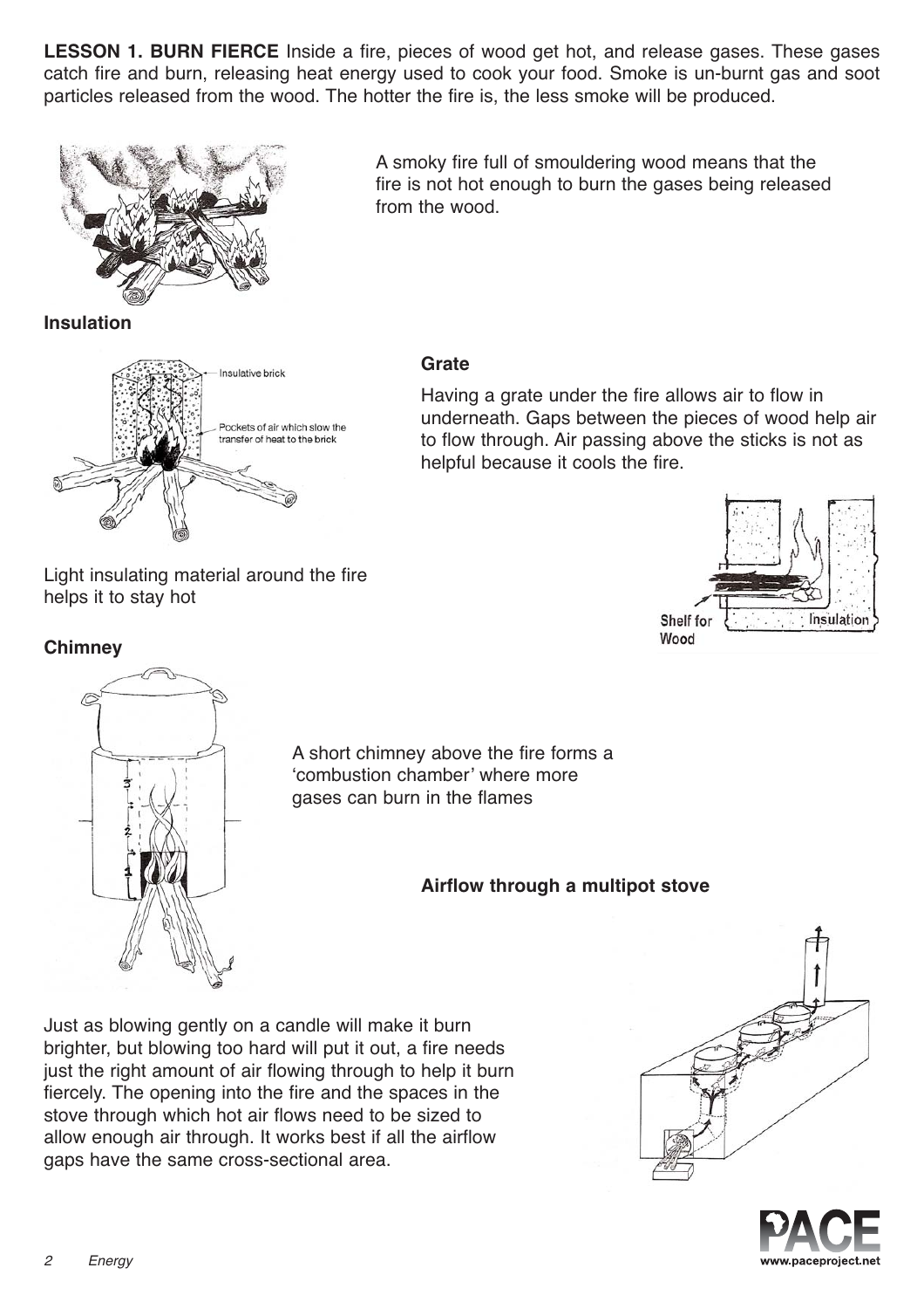**LESSON 1. BURN FIERCE** Inside a fire, pieces of wood get hot, and release gases. These gases catch fire and burn, releasing heat energy used to cook your food. Smoke is un-burnt gas and soot particles released from the wood. The hotter the fire is, the less smoke will be produced.

A smoky fire full of smouldering wood means that the fire is not hot enough to burn the gases being released from the wood.

**Insulation**

Insulative brick

Pockets of air which slow the transfer of heat to the brick

Light insulating material around the fire helps it to stay hot

**Grate**

Having a grate under the fire allows air to flow in underneath. Gaps between the pieces of wood help air to flow through. Air passing above the sticks is not as helpful because it cools the fire.

Shelf for Wood

Insulation

**Chimney**

A short chimney above the fire forms a 'combustion chamber' where more gases can burn in the flames

**Airflow through a multipot stove**

Just as blowing gently on a candle will make it burn brighter, but blowing too hard will put it out, a fire needs just the right amount of air flowing through to help it burn fiercely. The opening into the fire and the spaces in the stove through which hot air flows need to be sized to allow enough air through. It works best if all the airflow gaps have the same cross-sectional area.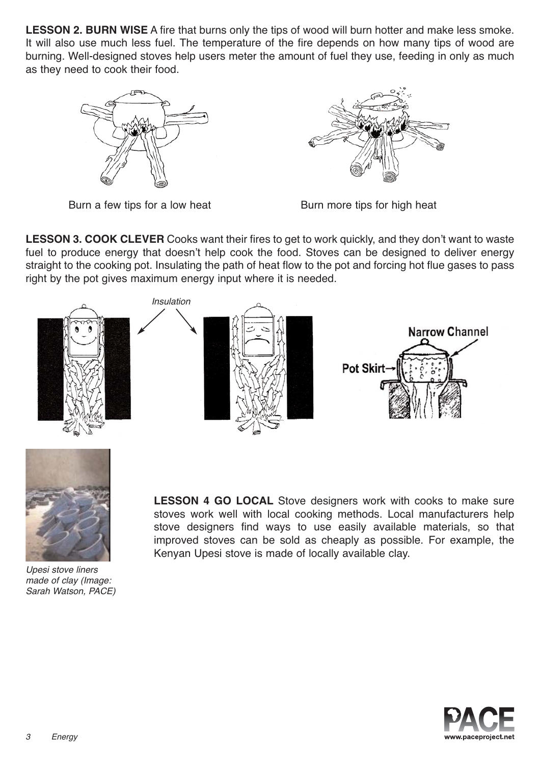**LESSON 2. BURN WISE** A fire that burns only the tips of wood will burn hotter and make less smoke. It will also use much less fuel. The temperature of the fire depends on how many tips of wood are burning. Well-designed stoves help users meter the amount of fuel they use, feeding in only as much as they need to cook their food.

Burn a few tips for a low heat

Burn more tips for high heat

**LESSON 3. COOK CLEVER** Cooks want their fires to get to work quickly, and they don't want to waste fuel to produce energy that doesn't help cook the food. Stoves can be designed to deliver energy straight to the cooking pot. Insulating the path of heat flow to the pot and forcing hot flue gases to pass right by the pot gives maximum energy input where it is needed.

*Insulation*

Narrow Channel

Pot Skirt

**LESSON 4 GO LOCAL** Stove designers work with cooks to make sure stoves work well with local cooking methods. Local manufacturers help stove designers find ways to use easily available materials, so that improved stoves can be sold as cheaply as possible. For example, the Kenyan Upesi stove is made of locally available clay.

*Upesi stove liners made of clay (Image: Sarah Watson, PACE)*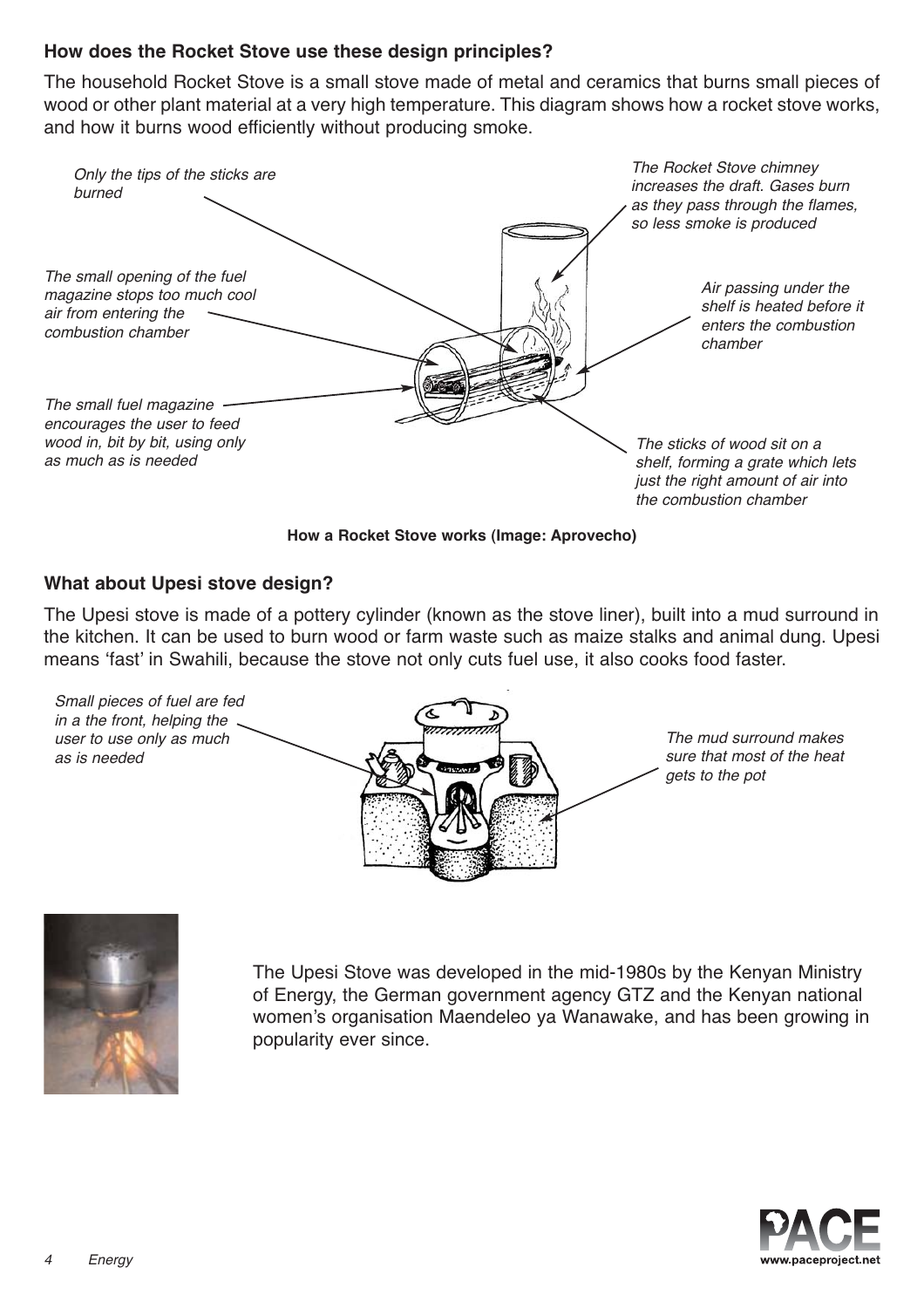## How does the Rocket Stove use these design principles?

The household Rocket Stove is a small stove made of metal and ceramics that burns small pieces of wood or other plant material at a very high temperature. This diagram shows how a rocket stove works, and how it burns wood efficiently without producing smoke.

*Only the tips of the sticks are burned*

*The small opening of the fuel magazine stops too much cool air from entering the combustion chamber*

*The small fuel magazine encourages the user to feed wood in, bit by bit, using only as much as is needed*

*The Rocket Stove chimney increases the draft. Gases burn as they pass through the flames, so less smoke is produced*

*Air passing under the shelf is heated before it enters the combustion chamber*

*The sticks of wood sit on a shelf, forming a grate which lets just the right amount of air into the combustion chamber*

**How a Rocket Stove works (Image: Aprovecho)**

## What about Upesi stove design?

The Upesi stove is made of a pottery cylinder (known as the stove liner), built into a mud surround in the kitchen. It can be used to burn wood or farm waste such as maize stalks and animal dung. Upesi means 'fast' in Swahili, because the stove not only cuts fuel use, it also cooks food faster.

*Small pieces of fuel are fed in a the front, helping the user to use only as much as is needed*

*The mud surround makes sure that most of the heat gets to the pot*

The Upesi Stove was developed in the mid-1980s by the Kenyan Ministry of Energy, the German government agency GTZ and the Kenyan national women's organisation Maendeleo ya Wanawake, and has been growing in popularity ever since.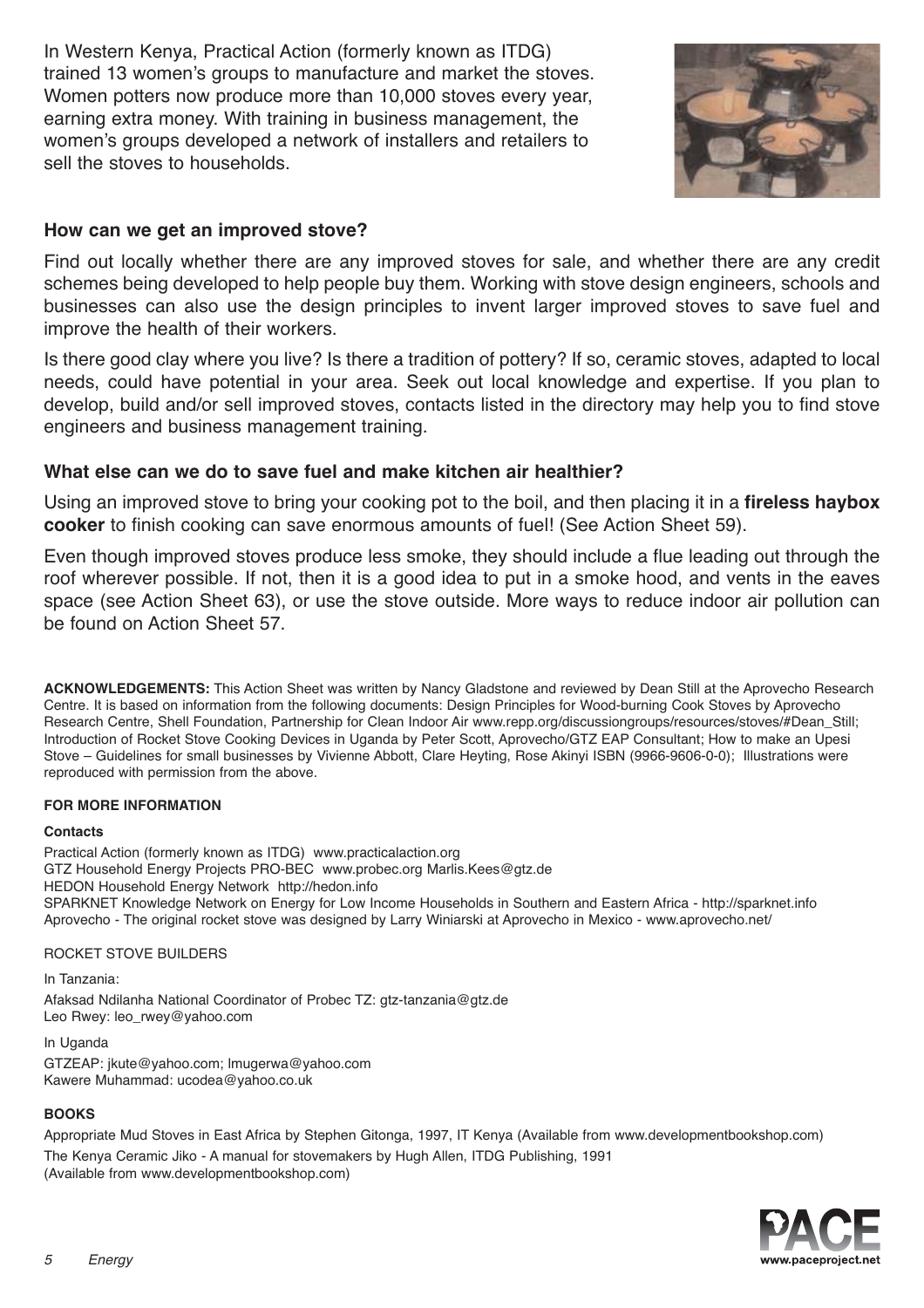In Western Kenya, Practical Action (formerly known as ITDG) trained 13 women's groups to manufacture and market the stoves. Women potters now produce more than 10,000 stoves every year, earning extra money. With training in business management, the women's groups developed a network of installers and retailers to sell the stoves to households.

## How can we get an improved stove?

Find out locally whether there are any improved stoves for sale, and whether there are any credit schemes being developed to help people buy them. Working with stove design engineers, schools and businesses can also use the design principles to invent larger improved stoves to save fuel and improve the health of their workers.

Is there good clay where you live? Is there a tradition of pottery? If so, ceramic stoves, adapted to local needs, could have potential in your area. Seek out local knowledge and expertise. If you plan to develop, build and/or sell improved stoves, contacts listed in the directory may help you to find stove engineers and business management training.

## What else can we do to save fuel and make kitchen air healthier?

Using an improved stove to bring your cooking pot to the boil, and then placing it in a **fireless haybox cooker** to finish cooking can save enormous amounts of fuel! (See Action Sheet 59).

Even though improved stoves produce less smoke, they should include a flue leading out through the roof wherever possible. If not, then it is a good idea to put in a smoke hood, and vents in the eaves space (see Action Sheet 63), or use the stove outside. More ways to reduce indoor air pollution can be found on Action Sheet 57.

**ACKNOWLEDGEMENTS:** This Action Sheet was written by Nancy Gladstone and reviewed by Dean Still at the Aprovecho Research Centre. It is based on information from the following documents: Design Principles for Wood-burning Cook Stoves by Aprovecho Research Centre, Shell Foundation, Partnership for Clean Indoor Air www.repp.org/discussiongroups/resources/stoves/#Dean_Still; Introduction of Rocket Stove Cooking Devices in Uganda by Peter Scott, Aprovecho/GTZ EAP Consultant; How to make an Upesi Stove – Guidelines for small businesses by Vivienne Abbott, Clare Heyting, Rose Akinyi ISBN (9966-9606-0-0); Illustrations were reproduced with permission from the above.

### FOR MORE INFORMATION

**Contacts**

Practical Action (formerly known as ITDG) www.practicalaction.org
GTZ Household Energy Projects PRO-BEC www.probec.org Marlis.Kees@gtz.de
HEDON Household Energy Network http://hedon.info
SPARKNET Knowledge Network on Energy for Low Income Households in Southern and Eastern Africa - http://sparknet.info
Aprovecho - The original rocket stove was designed by Larry Winiarski at Aprovecho in Mexico - www.aprovecho.net/

ROCKET STOVE BUILDERS

In Tanzania:

Afaksad Ndilanha National Coordinator of Probec TZ: gtz-tanzania@gtz.de
Leo Rwey: leo_rwey@yahoo.com

In Uganda

GTZEAP: jkute@yahoo.com; lmugerwa@yahoo.com
Kawere Muhammad: ucodea@yahoo.co.uk

**BOOKS**

Appropriate Mud Stoves in East Africa by Stephen Gitonga, 1997, IT Kenya (Available from www.developmentbookshop.com)

The Kenya Ceramic Jiko - A manual for stovemakers by Hugh Allen, ITDG Publishing, 1991
(Available from www.developmentbookshop.com)